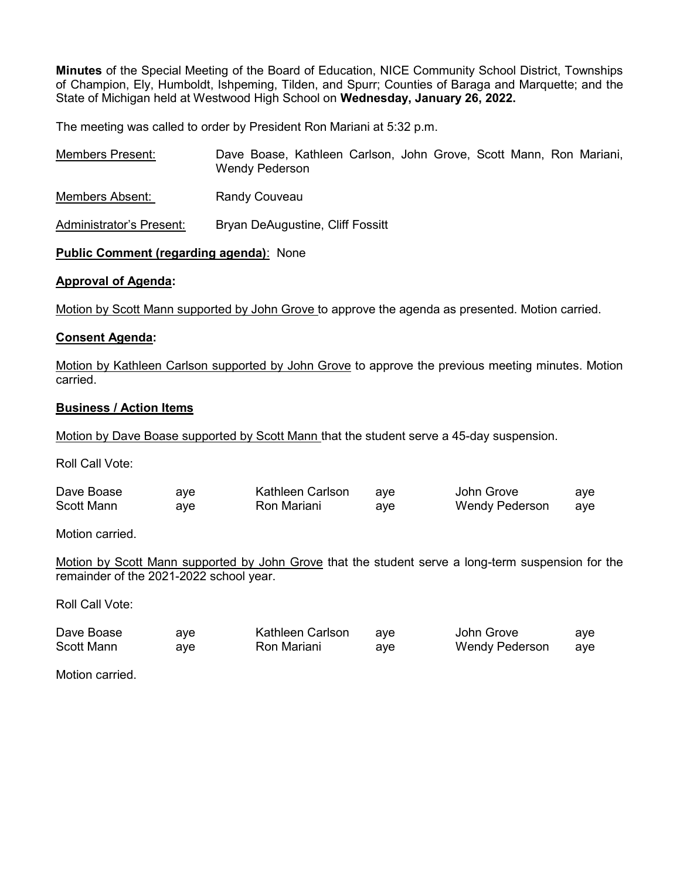**Minutes** of the Special Meeting of the Board of Education, NICE Community School District, Townships of Champion, Ely, Humboldt, Ishpeming, Tilden, and Spurr; Counties of Baraga and Marquette; and the State of Michigan held at Westwood High School on **Wednesday, January 26, 2022.**

The meeting was called to order by President Ron Mariani at 5:32 p.m.

| | |
|---|---|
| Members Present: | Dave Boase, Kathleen Carlson, John Grove, Scott Mann, Ron Mariani, Wendy Pederson |
| Members Absent: | Randy Couveau |
| Administrator's Present: | Bryan DeAugustine, Cliff Fossitt |

**Public Comment (regarding agenda)**: None

**Approval of Agenda:**

Motion by Scott Mann supported by John Grove to approve the agenda as presented. Motion carried.

**Consent Agenda:**

Motion by Kathleen Carlson supported by John Grove to approve the previous meeting minutes. Motion carried.

**Business / Action Items**

Motion by Dave Boase supported by Scott Mann that the student serve a 45-day suspension.

Roll Call Vote:

| | | | | | |
|---|---|---|---|---|---|
| Dave Boase | aye | Kathleen Carlson | aye | John Grove | aye |
| Scott Mann | aye | Ron Mariani | aye | Wendy Pederson | aye |

Motion carried.

Motion by Scott Mann supported by John Grove that the student serve a long-term suspension for the remainder of the 2021-2022 school year.

Roll Call Vote:

| | | | | | |
|---|---|---|---|---|---|
| Dave Boase | aye | Kathleen Carlson | aye | John Grove | aye |
| Scott Mann | aye | Ron Mariani | aye | Wendy Pederson | aye |

Motion carried.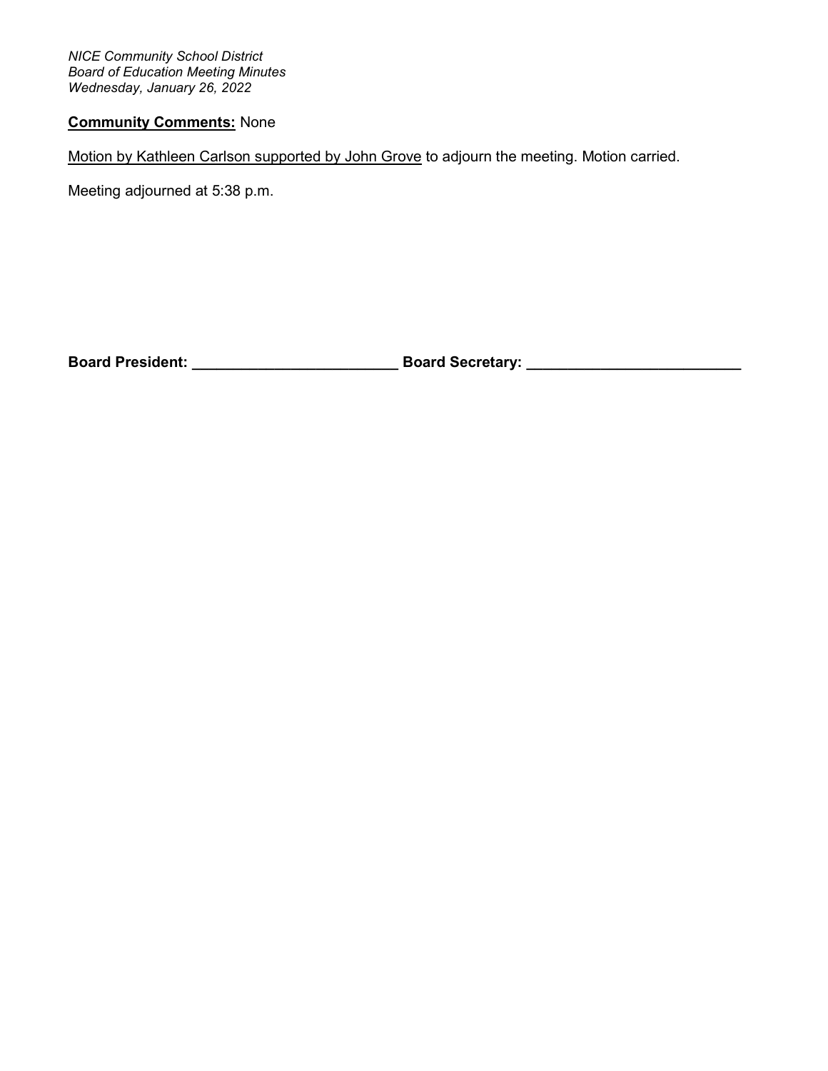**Community Comments:** None

Motion by Kathleen Carlson supported by John Grove to adjourn the meeting. Motion carried.

Meeting adjourned at 5:38 p.m.

**Board President: \_\_\_\_\_\_\_\_\_\_\_\_\_\_\_\_\_\_\_\_\_\_\_\_\_ Board Secretary: \_\_\_\_\_\_\_\_\_\_\_\_\_\_\_\_\_\_\_\_\_\_\_\_\_\_**